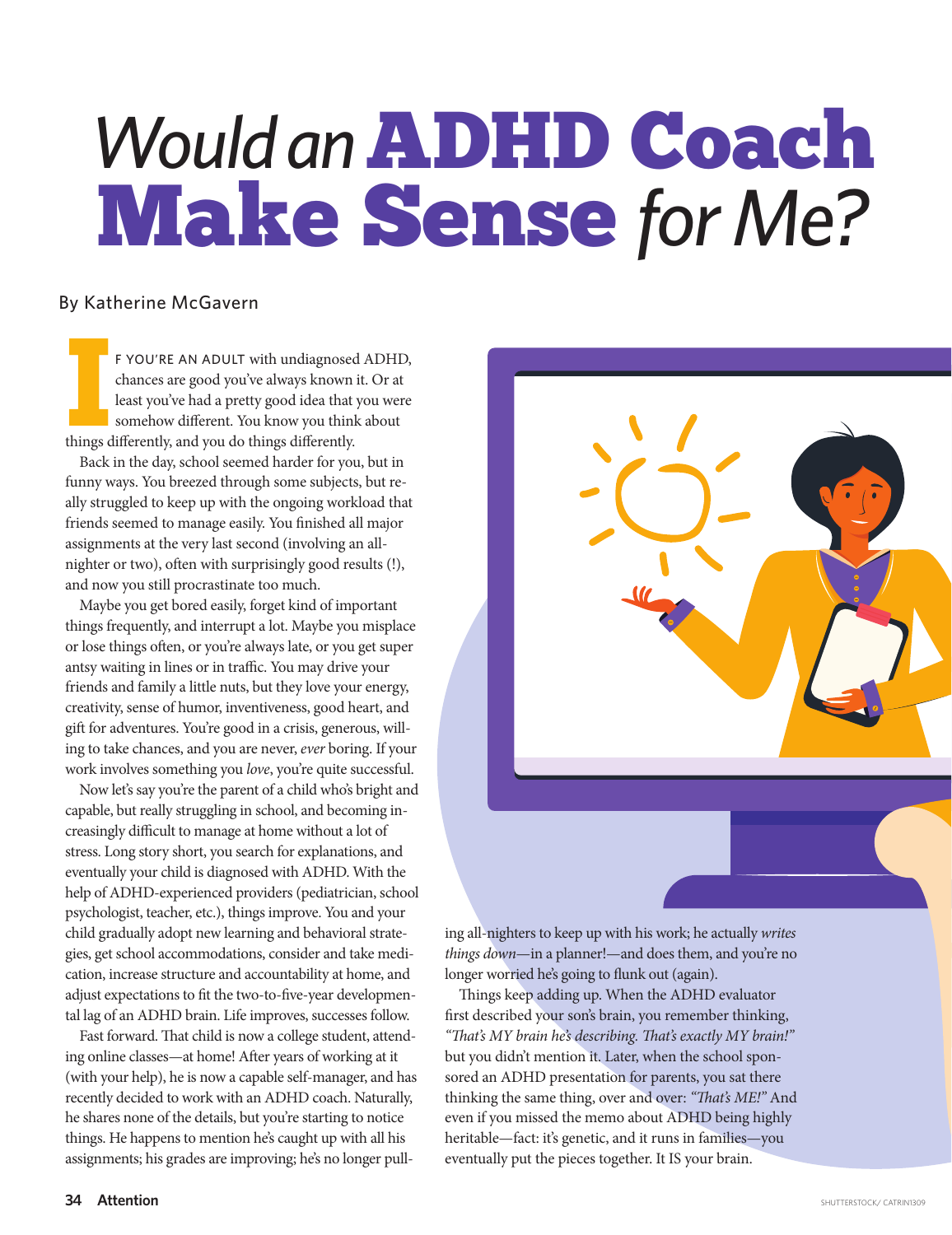# *Would an* **ADHD Coach Make Sense** *for Me?*

By Katherine McGavern

IF YOU'RE AN ADULT with undiagnosed ADHD, chances are good you've always known it. Or at least you've had a pretty good idea that you were somehow different. You know you think about things differently, and you do things differently.

Back in the day, school seemed harder for you, but in funny ways. You breezed through some subjects, but really struggled to keep up with the ongoing workload that friends seemed to manage easily. You finished all major assignments at the very last second (involving an all-nighter or two), often with surprisingly good results (!), and now you still procrastinate too much.

Maybe you get bored easily, forget kind of important things frequently, and interrupt a lot. Maybe you misplace or lose things often, or you're always late, or you get super antsy waiting in lines or in traffic. You may drive your friends and family a little nuts, but they love your energy, creativity, sense of humor, inventiveness, good heart, and gift for adventures. You're good in a crisis, generous, willing to take chances, and you are never, *ever* boring. If your work involves something you *love*, you're quite successful.

Now let's say you're the parent of a child who's bright and capable, but really struggling in school, and becoming increasingly difficult to manage at home without a lot of stress. Long story short, you search for explanations, and eventually your child is diagnosed with ADHD. With the help of ADHD-experienced providers (pediatrician, school psychologist, teacher, etc.), things improve. You and your child gradually adopt new learning and behavioral strategies, get school accommodations, consider and take medication, increase structure and accountability at home, and adjust expectations to fit the two-to-five-year developmental lag of an ADHD brain. Life improves, successes follow.

Fast forward. That child is now a college student, attending online classes—at home! After years of working at it (with your help), he is now a capable self-manager, and has recently decided to work with an ADHD coach. Naturally, he shares none of the details, but you're starting to notice things. He happens to mention he's caught up with all his assignments; his grades are improving; he's no longer pulling all-nighters to keep up with his work; he actually *writes things down*—in a planner!—and does them, and you're no longer worried he's going to flunk out (again).

Things keep adding up. When the ADHD evaluator first described your son's brain, you remember thinking, *"That's MY brain he's describing. That's exactly MY brain!"* but you didn't mention it. Later, when the school sponsored an ADHD presentation for parents, you sat there thinking the same thing, over and over: *"That's ME!"* And even if you missed the memo about ADHD being highly heritable—fact: it's genetic, and it runs in families—you eventually put the pieces together. It IS your brain.

SHUTTERSTOCK/ CATRIN1309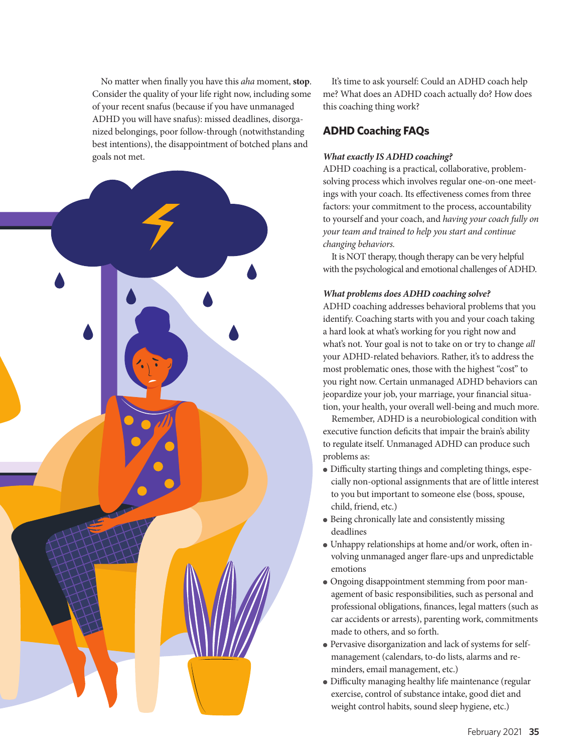No matter when finally you have this *aha* moment, **stop**. Consider the quality of your life right now, including some of your recent snafus (because if you have unmanaged ADHD you will have snafus): missed deadlines, disorganized belongings, poor follow-through (notwithstanding best intentions), the disappointment of botched plans and goals not met.

It's time to ask yourself: Could an ADHD coach help me? What does an ADHD coach actually do? How does this coaching thing work?

## ADHD Coaching FAQs

***What exactly IS ADHD coaching?***

ADHD coaching is a practical, collaborative, problem-solving process which involves regular one-on-one meetings with your coach. Its effectiveness comes from three factors: your commitment to the process, accountability to yourself and your coach, and *having your coach fully on your team and trained to help you start and continue changing behaviors.*

It is NOT therapy, though therapy can be very helpful with the psychological and emotional challenges of ADHD.

***What problems does ADHD coaching solve?***

ADHD coaching addresses behavioral problems that you identify. Coaching starts with you and your coach taking a hard look at what's working for you right now and what's not. Your goal is not to take on or try to change *all* your ADHD-related behaviors. Rather, it's to address the most problematic ones, those with the highest "cost" to you right now. Certain unmanaged ADHD behaviors can jeopardize your job, your marriage, your financial situation, your health, your overall well-being and much more.

Remember, ADHD is a neurobiological condition with executive function deficits that impair the brain's ability to regulate itself. Unmanaged ADHD can produce such problems as:

- Difficulty starting things and completing things, especially non-optional assignments that are of little interest to you but important to someone else (boss, spouse, child, friend, etc.)
- Being chronically late and consistently missing deadlines
- Unhappy relationships at home and/or work, often involving unmanaged anger flare-ups and unpredictable emotions
- Ongoing disappointment stemming from poor management of basic responsibilities, such as personal and professional obligations, finances, legal matters (such as car accidents or arrests), parenting work, commitments made to others, and so forth.
- Pervasive disorganization and lack of systems for self-management (calendars, to-do lists, alarms and reminders, email management, etc.)
- Difficulty managing healthy life maintenance (regular exercise, control of substance intake, good diet and weight control habits, sound sleep hygiene, etc.)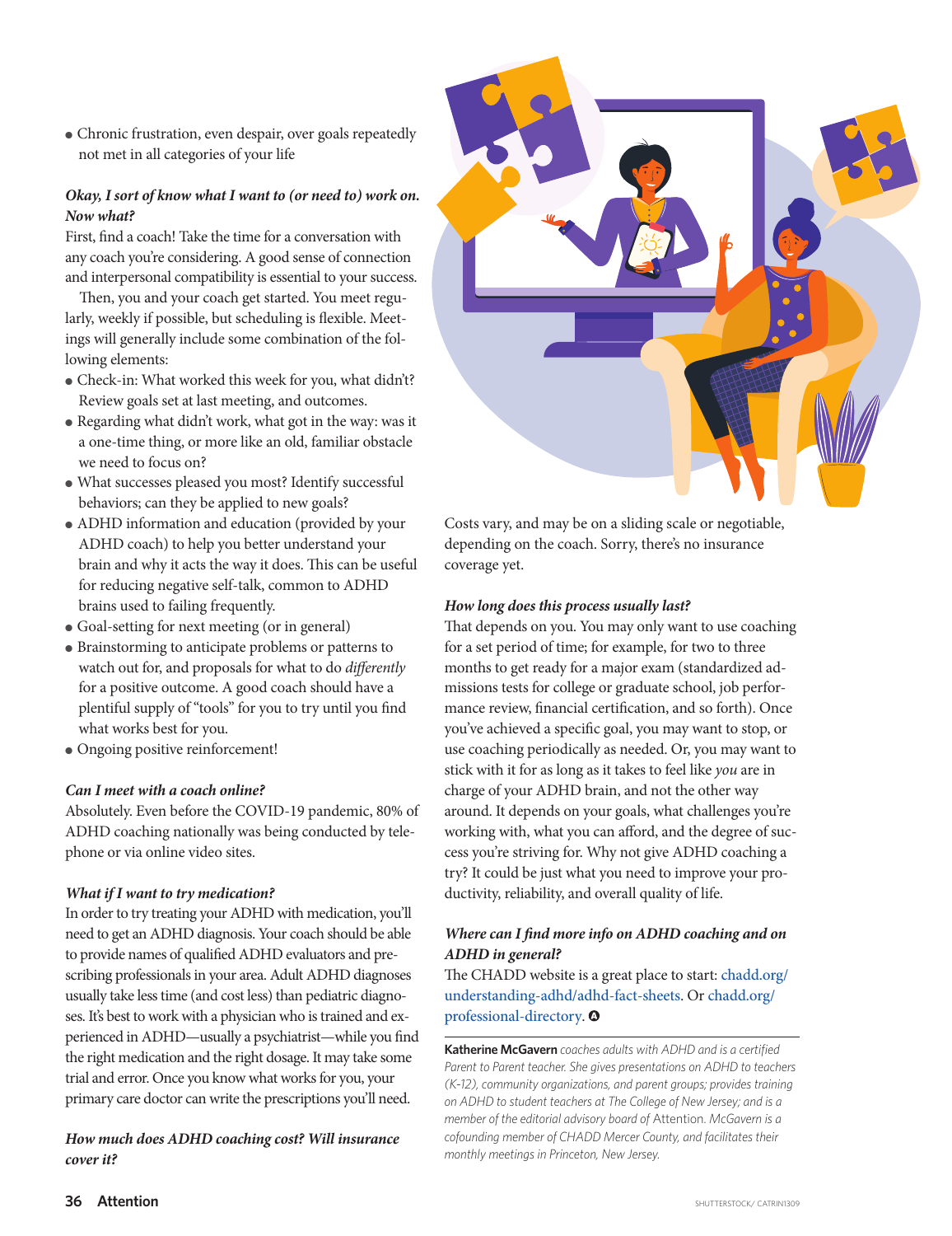- Chronic frustration, even despair, over goals repeatedly not met in all categories of your life

***Okay, I sort of know what I want to (or need to) work on. Now what?***

First, find a coach! Take the time for a conversation with any coach you're considering. A good sense of connection and interpersonal compatibility is essential to your success.

Then, you and your coach get started. You meet regularly, weekly if possible, but scheduling is flexible. Meetings will generally include some combination of the following elements:

- Check-in: What worked this week for you, what didn't? Review goals set at last meeting, and outcomes.
- Regarding what didn't work, what got in the way: was it a one-time thing, or more like an old, familiar obstacle we need to focus on?
- What successes pleased you most? Identify successful behaviors; can they be applied to new goals?
- ADHD information and education (provided by your ADHD coach) to help you better understand your brain and why it acts the way it does. This can be useful for reducing negative self-talk, common to ADHD brains used to failing frequently.
- Goal-setting for next meeting (or in general)
- Brainstorming to anticipate problems or patterns to watch out for, and proposals for what to do *differently* for a positive outcome. A good coach should have a plentiful supply of "tools" for you to try until you find what works best for you.
- Ongoing positive reinforcement!

***Can I meet with a coach online?***

Absolutely. Even before the COVID-19 pandemic, 80% of ADHD coaching nationally was being conducted by telephone or via online video sites.

***What if I want to try medication?***

In order to try treating your ADHD with medication, you'll need to get an ADHD diagnosis. Your coach should be able to provide names of qualified ADHD evaluators and prescribing professionals in your area. Adult ADHD diagnoses usually take less time (and cost less) than pediatric diagnoses. It's best to work with a physician who is trained and experienced in ADHD—usually a psychiatrist—while you find the right medication and the right dosage. It may take some trial and error. Once you know what works for you, your primary care doctor can write the prescriptions you'll need.

***How much does ADHD coaching cost? Will insurance cover it?***

Costs vary, and may be on a sliding scale or negotiable, depending on the coach. Sorry, there's no insurance coverage yet.

***How long does this process usually last?***

That depends on you. You may only want to use coaching for a set period of time; for example, for two to three months to get ready for a major exam (standardized admissions tests for college or graduate school, job performance review, financial certification, and so forth). Once you've achieved a specific goal, you may want to stop, or use coaching periodically as needed. Or, you may want to stick with it for as long as it takes to feel like *you* are in charge of your ADHD brain, and not the other way around. It depends on your goals, what challenges you're working with, what you can afford, and the degree of success you're striving for. Why not give ADHD coaching a try? It could be just what you need to improve your productivity, reliability, and overall quality of life.

***Where can I find more info on ADHD coaching and on ADHD in general?***

The CHADD website is a great place to start: chadd.org/understanding-adhd/adhd-fact-sheets. Or chadd.org/professional-directory.

**Katherine McGavern** *coaches adults with ADHD and is a certified Parent to Parent teacher. She gives presentations on ADHD to teachers (K-12), community organizations, and parent groups; provides training on ADHD to student teachers at The College of New Jersey; and is a member of the editorial advisory board of Attention. McGavern is a cofounding member of CHADD Mercer County, and facilitates their monthly meetings in Princeton, New Jersey.*

SHUTTERSTOCK/ CATRIN1309